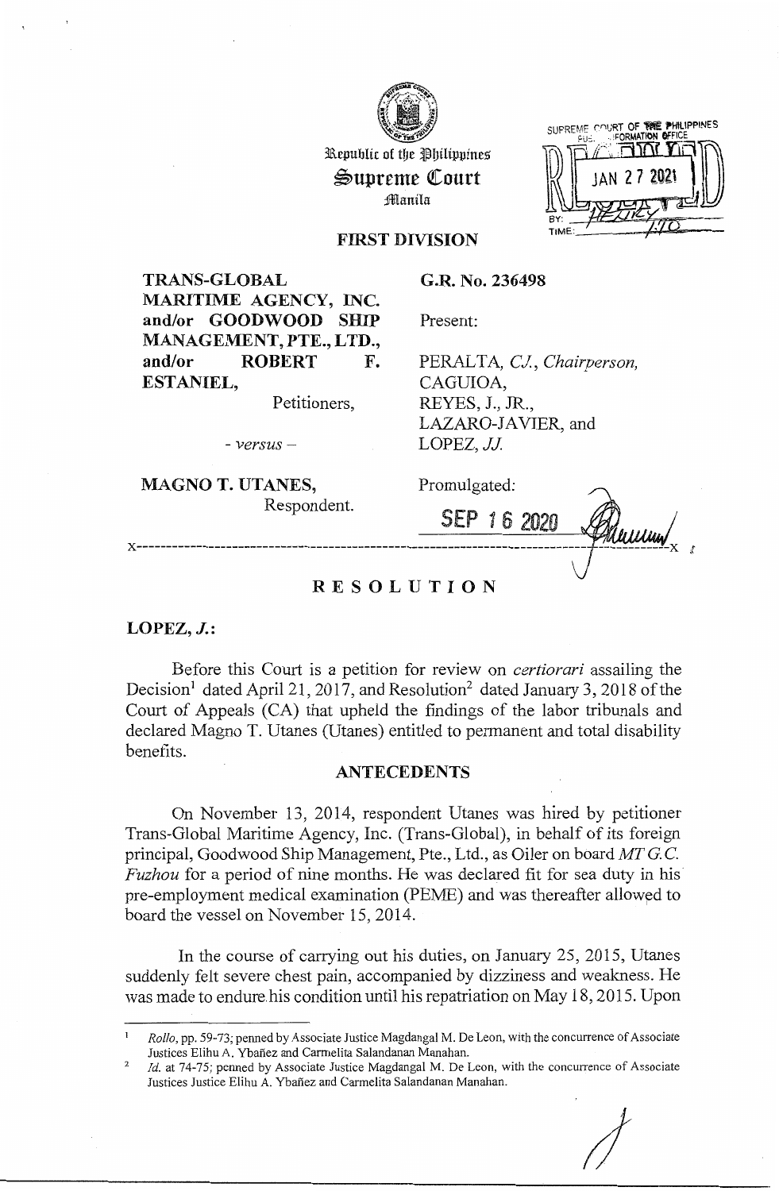Republic of the Philippines
**Supreme Court**
Manila

SUPREME COURT OF THE PHILIPPINES
PUBLIC INFORMATION OFFICE
RECEIVED
JAN 27 2021
BY:
TIME:

## FIRST DIVISION

**TRANS-GLOBAL MARITIME AGENCY, INC. and/or GOODWOOD SHIP MANAGEMENT, PTE., LTD., and/or ROBERT F. ESTANIEL,**
Petitioners,

*- versus -*

**MAGNO T. UTANES,**
Respondent.

**G.R. No. 236498**

Present:

PERALTA, *C.J., Chairperson,*
CAGUIOA,
REYES, J., JR.,
LAZARO-JAVIER, and
LOPEZ, *JJ.*

Promulgated:

SEP 16 2020

x-----------------------------------------------------------------------------------------x

# RESOLUTION

**LOPEZ, *J.*:**

Before this Court is a petition for review on *certiorari* assailing the Decision[1] dated April 21, 2017, and Resolution[2] dated January 3, 2018 of the Court of Appeals (CA) that upheld the findings of the labor tribunals and declared Magno T. Utanes (Utanes) entitled to permanent and total disability benefits.

## ANTECEDENTS

On November 13, 2014, respondent Utanes was hired by petitioner Trans-Global Maritime Agency, Inc. (Trans-Global), in behalf of its foreign principal, Goodwood Ship Management, Pte., Ltd., as Oiler on board *MT G.C. Fuzhou* for a period of nine months. He was declared fit for sea duty in his pre-employment medical examination (PEME) and was thereafter allowed to board the vessel on November 15, 2014.

In the course of carrying out his duties, on January 25, 2015, Utanes suddenly felt severe chest pain, accompanied by dizziness and weakness. He was made to endure his condition until his repatriation on May 18, 2015. Upon

---

[1] *Rollo*, pp. 59-73; penned by Associate Justice Magdangal M. De Leon, with the concurrence of Associate Justices Elihu A. Ybañez and Carmelita Salandanan Manahan.

[2] *Id.* at 74-75; penned by Associate Justice Magdangal M. De Leon, with the concurrence of Associate Justices Justice Elihu A. Ybañez and Carmelita Salandanan Manahan.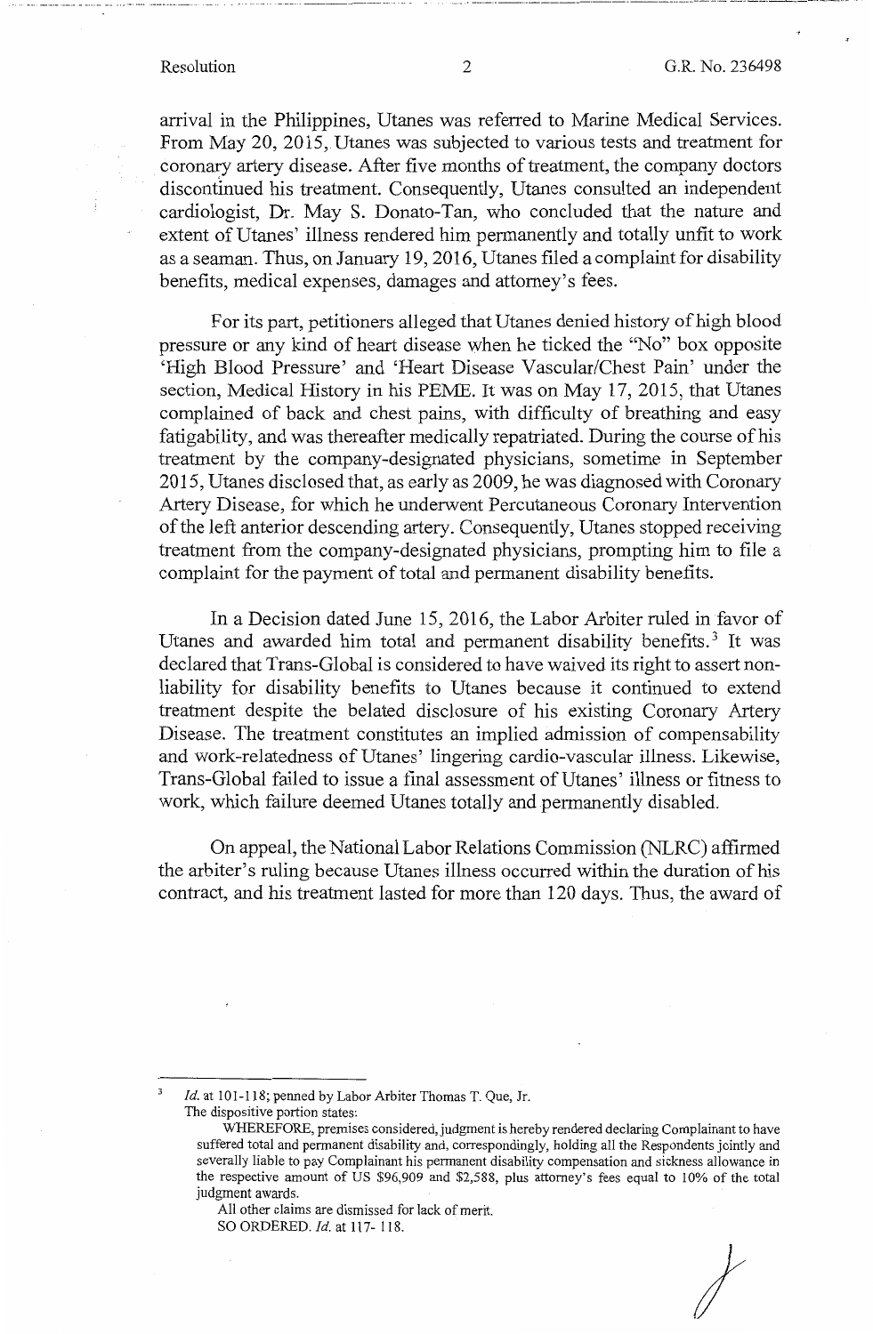arrival in the Philippines, Utanes was referred to Marine Medical Services. From May 20, 2015, Utanes was subjected to various tests and treatment for coronary artery disease. After five months of treatment, the company doctors discontinued his treatment. Consequently, Utanes consulted an independent cardiologist, Dr. May S. Donato-Tan, who concluded that the nature and extent of Utanes' illness rendered him permanently and totally unfit to work as a seaman. Thus, on January 19, 2016, Utanes filed a complaint for disability benefits, medical expenses, damages and attorney's fees.

For its part, petitioners alleged that Utanes denied history of high blood pressure or any kind of heart disease when he ticked the "No" box opposite 'High Blood Pressure' and 'Heart Disease Vascular/Chest Pain' under the section, Medical History in his PEME. It was on May 17, 2015, that Utanes complained of back and chest pains, with difficulty of breathing and easy fatigability, and was thereafter medically repatriated. During the course of his treatment by the company-designated physicians, sometime in September 2015, Utanes disclosed that, as early as 2009, he was diagnosed with Coronary Artery Disease, for which he underwent Percutaneous Coronary Intervention of the left anterior descending artery. Consequently, Utanes stopped receiving treatment from the company-designated physicians, prompting him to file a complaint for the payment of total and permanent disability benefits.

In a Decision dated June 15, 2016, the Labor Arbiter ruled in favor of Utanes and awarded him total and permanent disability benefits.[3] It was declared that Trans-Global is considered to have waived its right to assert non-liability for disability benefits to Utanes because it continued to extend treatment despite the belated disclosure of his existing Coronary Artery Disease. The treatment constitutes an implied admission of compensability and work-relatedness of Utanes' lingering cardio-vascular illness. Likewise, Trans-Global failed to issue a final assessment of Utanes' illness or fitness to work, which failure deemed Utanes totally and permanently disabled.

On appeal, the National Labor Relations Commission (NLRC) affirmed the arbiter's ruling because Utanes illness occurred within the duration of his contract, and his treatment lasted for more than 120 days. Thus, the award of

---

[3] *Id.* at 101-118; penned by Labor Arbiter Thomas T. Que, Jr.
The dispositive portion states:

WHEREFORE, premises considered, judgment is hereby rendered declaring Complainant to have suffered total and permanent disability and, correspondingly, holding all the Respondents jointly and severally liable to pay Complainant his permanent disability compensation and sickness allowance in the respective amount of US $96,909 and $2,588, plus attorney's fees equal to 10% of the total judgment awards.

All other claims are dismissed for lack of merit.

SO ORDERED. *Id.* at 117- 118.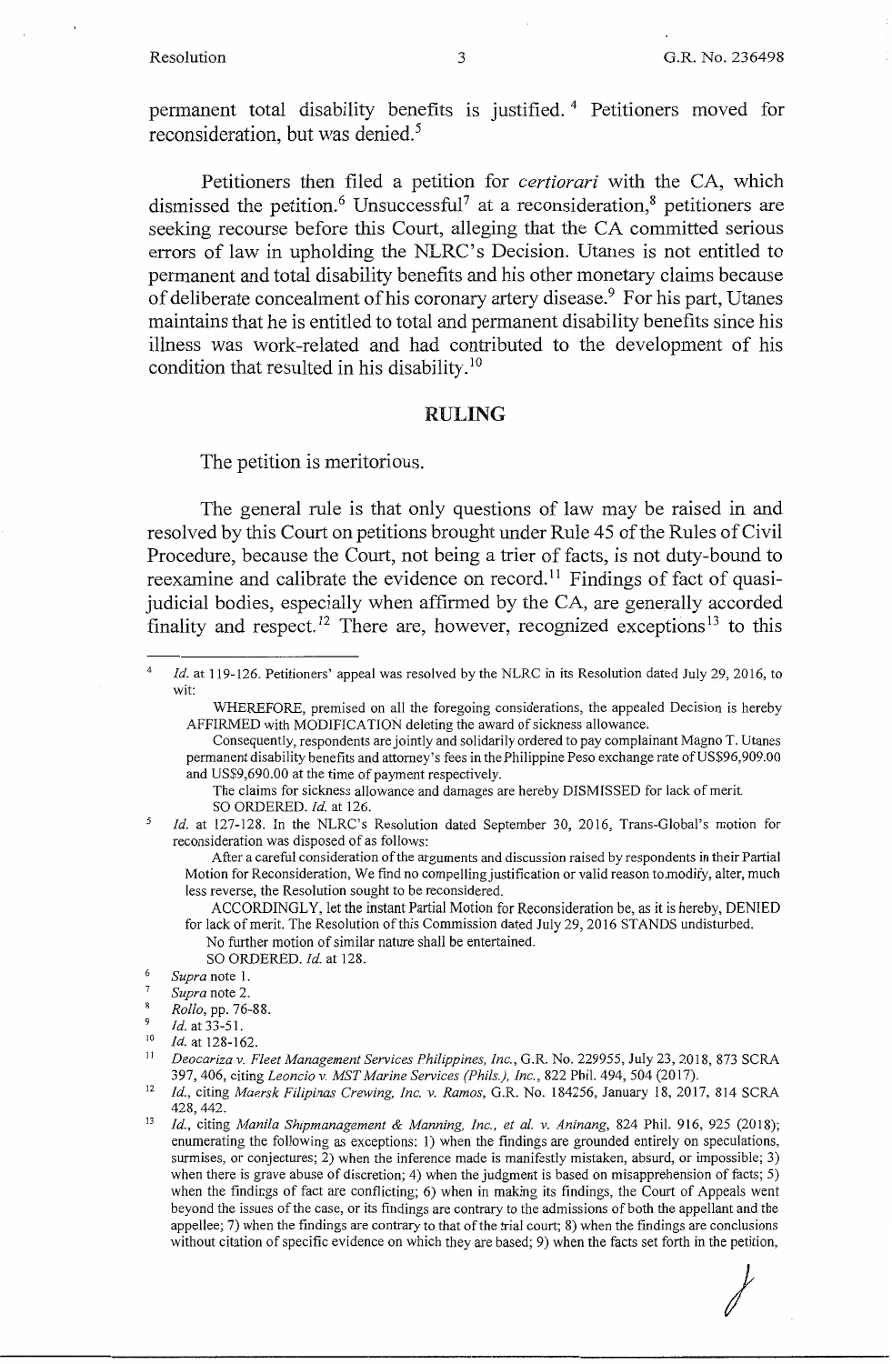permanent total disability benefits is justified.[4] Petitioners moved for reconsideration, but was denied.[5]

Petitioners then filed a petition for *certiorari* with the CA, which dismissed the petition.[6] Unsuccessful[7] at a reconsideration,[8] petitioners are seeking recourse before this Court, alleging that the CA committed serious errors of law in upholding the NLRC's Decision. Utanes is not entitled to permanent and total disability benefits and his other monetary claims because of deliberate concealment of his coronary artery disease.[9] For his part, Utanes maintains that he is entitled to total and permanent disability benefits since his illness was work-related and had contributed to the development of his condition that resulted in his disability.[10]

## RULING

The petition is meritorious.

The general rule is that only questions of law may be raised in and resolved by this Court on petitions brought under Rule 45 of the Rules of Civil Procedure, because the Court, not being a trier of facts, is not duty-bound to reexamine and calibrate the evidence on record.[11] Findings of fact of quasi-judicial bodies, especially when affirmed by the CA, are generally accorded finality and respect.[12] There are, however, recognized exceptions[13] to this

---

[4] *Id.* at 119-126. Petitioners' appeal was resolved by the NLRC in its Resolution dated July 29, 2016, to wit:

> WHEREFORE, premised on all the foregoing considerations, the appealed Decision is hereby AFFIRMED with MODIFICATION deleting the award of sickness allowance.
>
> Consequently, respondents are jointly and solidarily ordered to pay complainant Magno T. Utanes permanent disability benefits and attorney's fees in the Philippine Peso exchange rate of US$96,909.00 and US$9,690.00 at the time of payment respectively.
>
> The claims for sickness allowance and damages are hereby DISMISSED for lack of merit.
>
> SO ORDERED. *Id.* at 126.

[5] *Id.* at 127-128. In the NLRC's Resolution dated September 30, 2016, Trans-Global's motion for reconsideration was disposed of as follows:

> After a careful consideration of the arguments and discussion raised by respondents in their Partial Motion for Reconsideration, We find no compelling justification or valid reason to modify, alter, much less reverse, the Resolution sought to be reconsidered.
>
> ACCORDINGLY, let the instant Partial Motion for Reconsideration be, as it is hereby, DENIED for lack of merit. The Resolution of this Commission dated July 29, 2016 STANDS undisturbed.
>
> No further motion of similar nature shall be entertained.
>
> SO ORDERED. *Id.* at 128.

[6] *Supra* note 1.

[7] *Supra* note 2.

[8] *Rollo*, pp. 76-88.

[9] *Id.* at 33-51.

[10] *Id.* at 128-162.

[11] *Deocariza v. Fleet Management Services Philippines, Inc.*, G.R. No. 229955, July 23, 2018, 873 SCRA 397, 406, citing *Leoncio v. MST Marine Services (Phils.), Inc.*, 822 Phil. 494, 504 (2017).

[12] *Id.*, citing *Maersk Filipinas Crewing, Inc. v. Ramos*, G.R. No. 184256, January 18, 2017, 814 SCRA 428, 442.

[13] *Id.*, citing *Manila Shipmanagement & Manning, Inc., et al. v. Aninang*, 824 Phil. 916, 925 (2018); enumerating the following as exceptions: 1) when the findings are grounded entirely on speculations, surmises, or conjectures; 2) when the inference made is manifestly mistaken, absurd, or impossible; 3) when there is grave abuse of discretion; 4) when the judgment is based on misapprehension of facts; 5) when the findings of fact are conflicting; 6) when in making its findings, the Court of Appeals went beyond the issues of the case, or its findings are contrary to the admissions of both the appellant and the appellee; 7) when the findings are contrary to that of the trial court; 8) when the findings are conclusions without citation of specific evidence on which they are based; 9) when the facts set forth in the petition,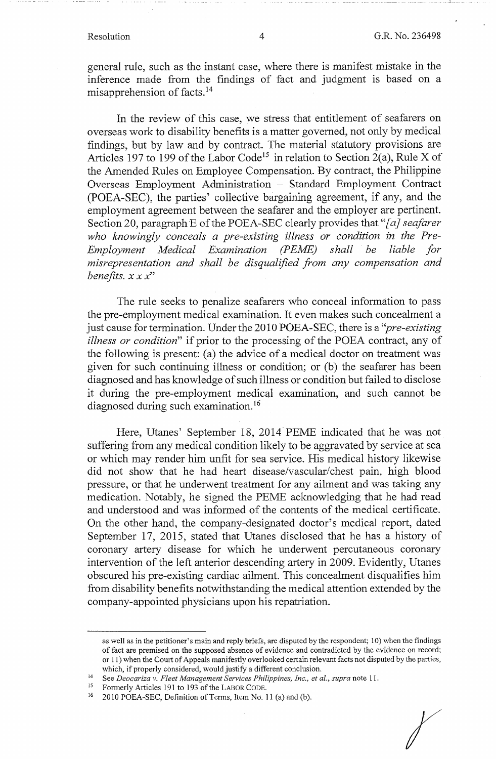general rule, such as the instant case, where there is manifest mistake in the inference made from the findings of fact and judgment is based on a misapprehension of facts.[14]

In the review of this case, we stress that entitlement of seafarers on overseas work to disability benefits is a matter governed, not only by medical findings, but by law and by contract. The material statutory provisions are Articles 197 to 199 of the Labor Code[15] in relation to Section 2(a), Rule X of the Amended Rules on Employee Compensation. By contract, the Philippine Overseas Employment Administration – Standard Employment Contract (POEA-SEC), the parties' collective bargaining agreement, if any, and the employment agreement between the seafarer and the employer are pertinent. Section 20, paragraph E of the POEA-SEC clearly provides that "*[a] seafarer who knowingly conceals a pre-existing illness or condition in the Pre-Employment Medical Examination (PEME) shall be liable for misrepresentation and shall be disqualified from any compensation and benefits. x x x*"

The rule seeks to penalize seafarers who conceal information to pass the pre-employment medical examination. It even makes such concealment a just cause for termination. Under the 2010 POEA-SEC, there is a "*pre-existing illness or condition*" if prior to the processing of the POEA contract, any of the following is present: (a) the advice of a medical doctor on treatment was given for such continuing illness or condition; or (b) the seafarer has been diagnosed and has knowledge of such illness or condition but failed to disclose it during the pre-employment medical examination, and such cannot be diagnosed during such examination.[16]

Here, Utanes' September 18, 2014 PEME indicated that he was not suffering from any medical condition likely to be aggravated by service at sea or which may render him unfit for sea service. His medical history likewise did not show that he had heart disease/vascular/chest pain, high blood pressure, or that he underwent treatment for any ailment and was taking any medication. Notably, he signed the PEME acknowledging that he had read and understood and was informed of the contents of the medical certificate. On the other hand, the company-designated doctor's medical report, dated September 17, 2015, stated that Utanes disclosed that he has a history of coronary artery disease for which he underwent percutaneous coronary intervention of the left anterior descending artery in 2009. Evidently, Utanes obscured his pre-existing cardiac ailment. This concealment disqualifies him from disability benefits notwithstanding the medical attention extended by the company-appointed physicians upon his repatriation.

---

as well as in the petitioner's main and reply briefs, are disputed by the respondent; 10) when the findings of fact are premised on the supposed absence of evidence and contradicted by the evidence on record; or 11) when the Court of Appeals manifestly overlooked certain relevant facts not disputed by the parties, which, if properly considered, would justify a different conclusion.

[14] See *Deocariza v. Fleet Management Services Philippines, Inc., et al., supra* note 11.

[15] Formerly Articles 191 to 193 of the LABOR CODE.

[16] 2010 POEA-SEC, Definition of Terms, Item No. 11 (a) and (b).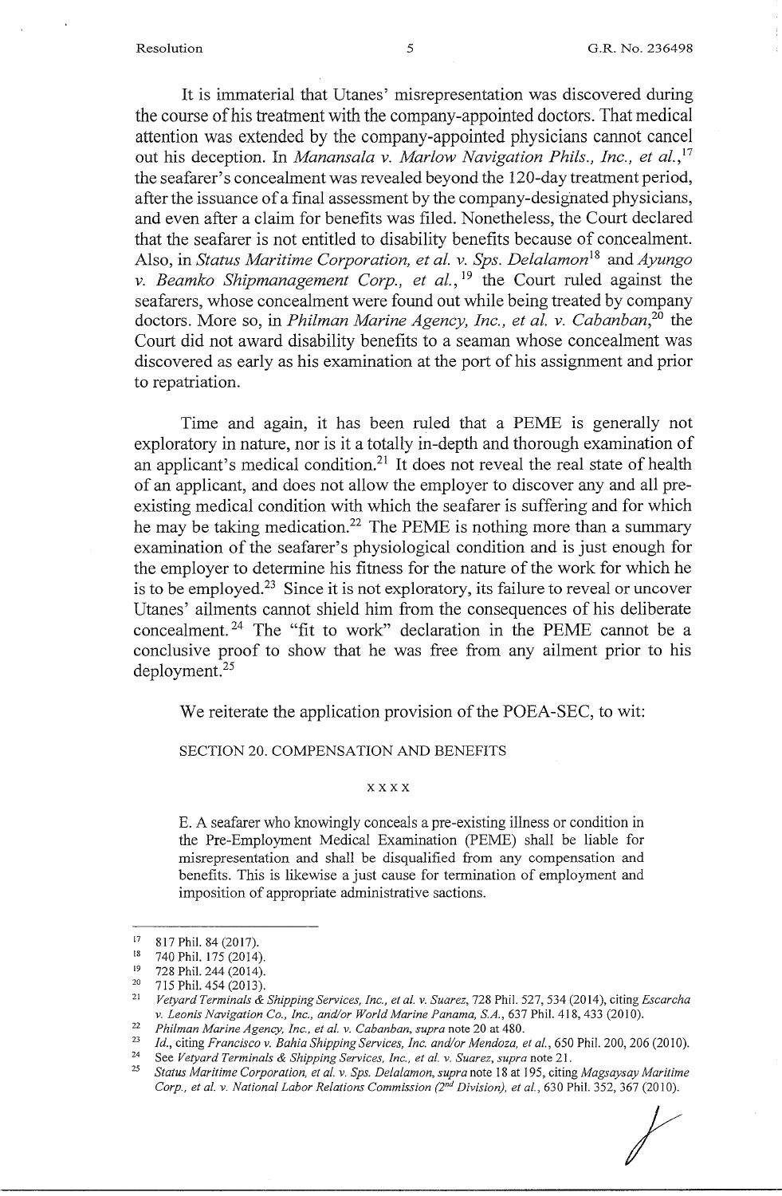It is immaterial that Utanes' misrepresentation was discovered during the course of his treatment with the company-appointed doctors. That medical attention was extended by the company-appointed physicians cannot cancel out his deception. In *Manansala v. Marlow Navigation Phils., Inc., et al.,*[17] the seafarer's concealment was revealed beyond the 120-day treatment period, after the issuance of a final assessment by the company-designated physicians, and even after a claim for benefits was filed. Nonetheless, the Court declared that the seafarer is not entitled to disability benefits because of concealment. Also, in *Status Maritime Corporation, et al. v. Sps. Delalamon*[18] and *Ayungo v. Beamko Shipmanagement Corp., et al.,*[19] the Court ruled against the seafarers, whose concealment were found out while being treated by company doctors. More so, in *Philman Marine Agency, Inc., et al. v. Cabanban,*[20] the Court did not award disability benefits to a seaman whose concealment was discovered as early as his examination at the port of his assignment and prior to repatriation.

Time and again, it has been ruled that a PEME is generally not exploratory in nature, nor is it a totally in-depth and thorough examination of an applicant's medical condition.[21] It does not reveal the real state of health of an applicant, and does not allow the employer to discover any and all pre-existing medical condition with which the seafarer is suffering and for which he may be taking medication.[22] The PEME is nothing more than a summary examination of the seafarer's physiological condition and is just enough for the employer to determine his fitness for the nature of the work for which he is to be employed.[23] Since it is not exploratory, its failure to reveal or uncover Utanes' ailments cannot shield him from the consequences of his deliberate concealment.[24] The "fit to work" declaration in the PEME cannot be a conclusive proof to show that he was free from any ailment prior to his deployment.[25]

We reiterate the application provision of the POEA-SEC, to wit:

> SECTION 20. COMPENSATION AND BENEFITS
>
> x x x x
>
> E. A seafarer who knowingly conceals a pre-existing illness or condition in the Pre-Employment Medical Examination (PEME) shall be liable for misrepresentation and shall be disqualified from any compensation and benefits. This is likewise a just cause for termination of employment and imposition of appropriate administrative sactions.

---

[17] 817 Phil. 84 (2017).

[18] 740 Phil. 175 (2014).

[19] 728 Phil. 244 (2014).

[20] 715 Phil. 454 (2013).

[21] *Vetyard Terminals & Shipping Services, Inc., et al. v. Suarez,* 728 Phil. 527, 534 (2014), citing *Escarcha v. Leonis Navigation Co., Inc., and/or World Marine Panama, S.A.,* 637 Phil. 418, 433 (2010).

[22] *Philman Marine Agency, Inc., et al. v. Cabanban, supra* note 20 at 480.

[23] *Id.,* citing *Francisco v. Bahia Shipping Services, Inc. and/or Mendoza, et al.,* 650 Phil. 200, 206 (2010).

[24] See *Vetyard Terminals & Shipping Services, Inc., et al. v. Suarez, supra* note 21.

[25] *Status Maritime Corporation, et al. v. Sps. Delalamon, supra* note 18 at 195, citing *Magsaysay Maritime Corp., et al. v. National Labor Relations Commission (2nd Division), et al.,* 630 Phil. 352, 367 (2010).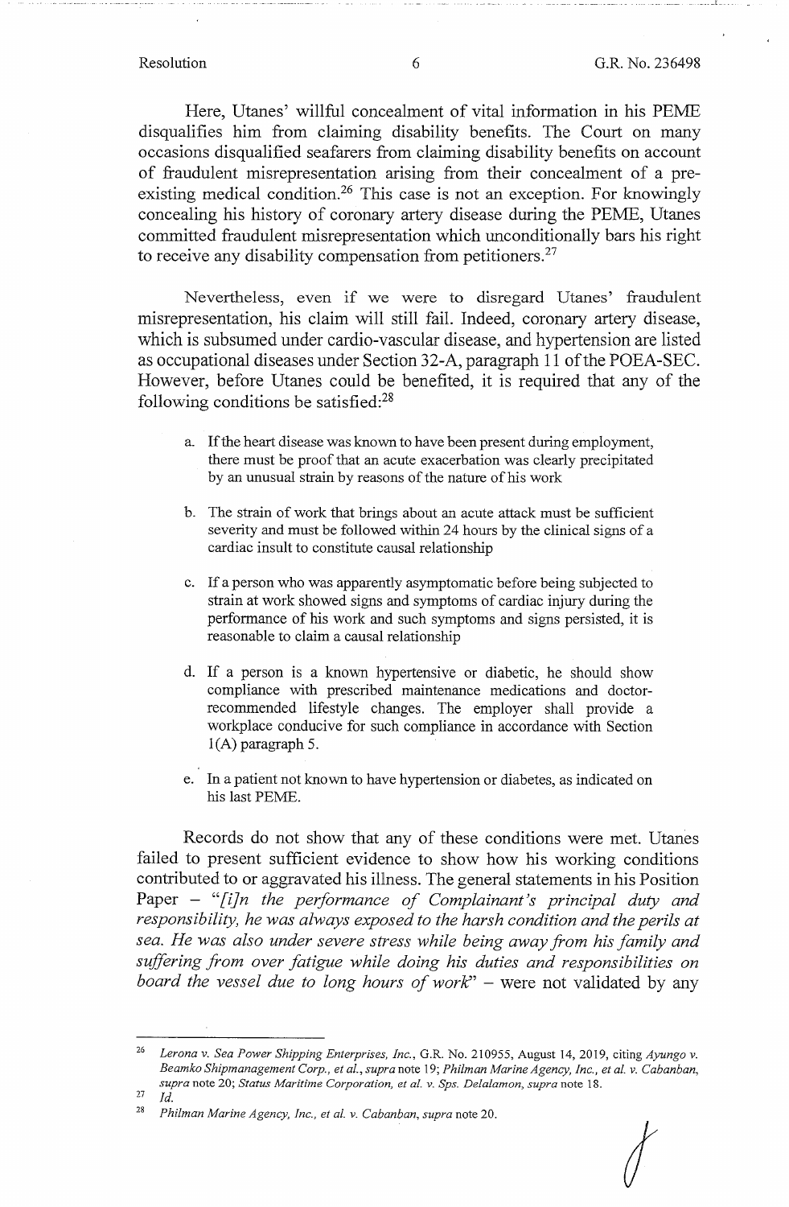Here, Utanes' willful concealment of vital information in his PEME disqualifies him from claiming disability benefits. The Court on many occasions disqualified seafarers from claiming disability benefits on account of fraudulent misrepresentation arising from their concealment of a pre-existing medical condition.[26] This case is not an exception. For knowingly concealing his history of coronary artery disease during the PEME, Utanes committed fraudulent misrepresentation which unconditionally bars his right to receive any disability compensation from petitioners.[27]

Nevertheless, even if we were to disregard Utanes' fraudulent misrepresentation, his claim will still fail. Indeed, coronary artery disease, which is subsumed under cardio-vascular disease, and hypertension are listed as occupational diseases under Section 32-A, paragraph 11 of the POEA-SEC. However, before Utanes could be benefited, it is required that any of the following conditions be satisfied:[28]

> a. If the heart disease was known to have been present during employment, there must be proof that an acute exacerbation was clearly precipitated by an unusual strain by reasons of the nature of his work
>
> b. The strain of work that brings about an acute attack must be sufficient severity and must be followed within 24 hours by the clinical signs of a cardiac insult to constitute causal relationship
>
> c. If a person who was apparently asymptomatic before being subjected to strain at work showed signs and symptoms of cardiac injury during the performance of his work and such symptoms and signs persisted, it is reasonable to claim a causal relationship
>
> d. If a person is a known hypertensive or diabetic, he should show compliance with prescribed maintenance medications and doctor-recommended lifestyle changes. The employer shall provide a workplace conducive for such compliance in accordance with Section 1(A) paragraph 5.
>
> e. In a patient not known to have hypertension or diabetes, as indicated on his last PEME.

Records do not show that any of these conditions were met. Utanes failed to present sufficient evidence to show how his working conditions contributed to or aggravated his illness. The general statements in his Position Paper – "*[i]n the performance of Complainant's principal duty and responsibility, he was always exposed to the harsh condition and the perils at sea. He was also under severe stress while being away from his family and suffering from over fatigue while doing his duties and responsibilities on board the vessel due to long hours of work*" – were not validated by any

---

[26] *Lerona v. Sea Power Shipping Enterprises, Inc.*, G.R. No. 210955, August 14, 2019, citing *Ayungo v. Beamko Shipmanagement Corp., et al., supra* note 19; *Philman Marine Agency, Inc., et al. v. Cabanban, supra* note 20; *Status Maritime Corporation, et al. v. Sps. Delalamon, supra* note 18.

[27] *Id.*

[28] *Philman Marine Agency, Inc., et al. v. Cabanban, supra* note 20.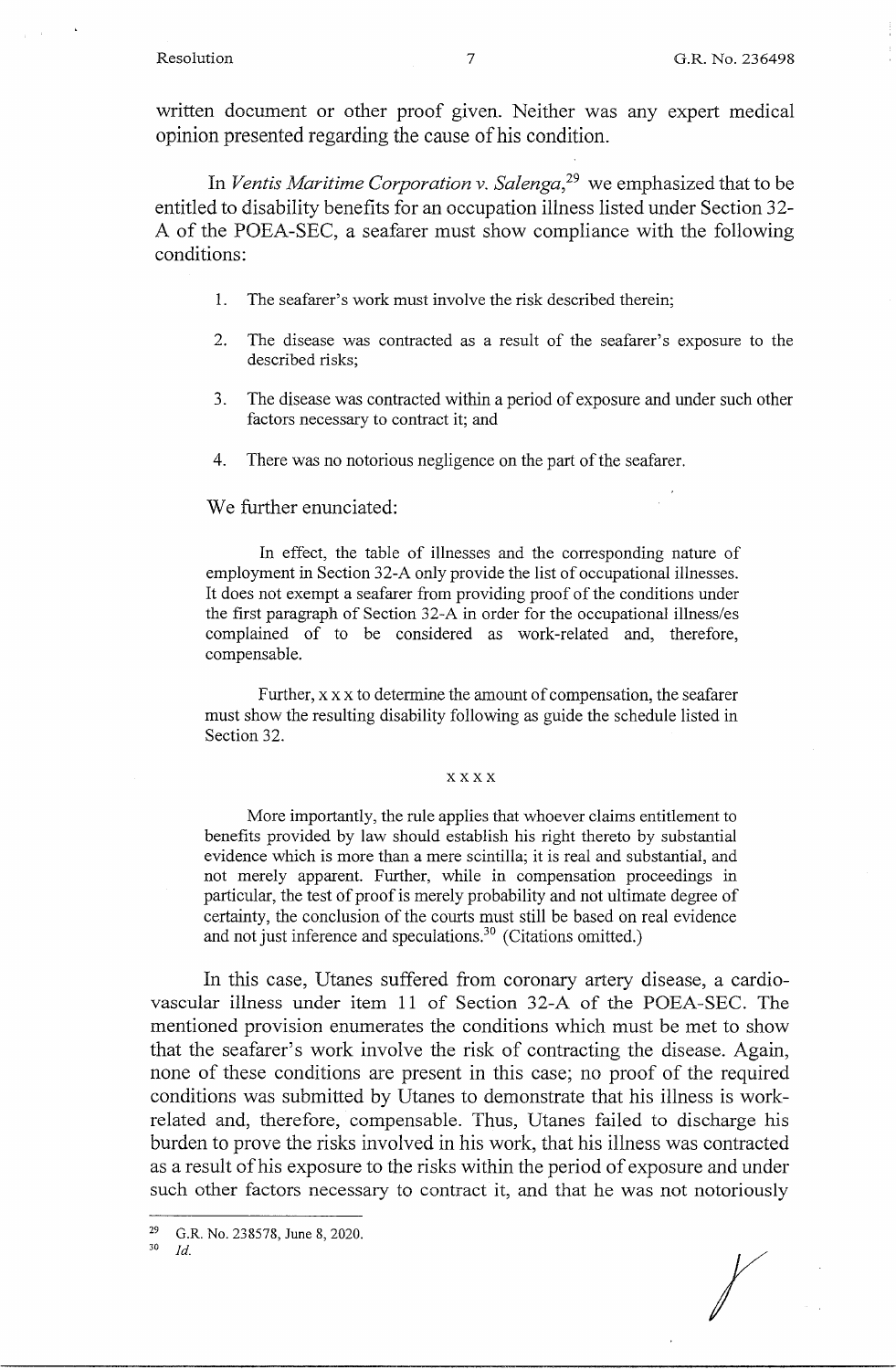written document or other proof given. Neither was any expert medical opinion presented regarding the cause of his condition.

In *Ventis Maritime Corporation v. Salenga*,[29] we emphasized that to be entitled to disability benefits for an occupation illness listed under Section 32-A of the POEA-SEC, a seafarer must show compliance with the following conditions:

1. The seafarer's work must involve the risk described therein;
2. The disease was contracted as a result of the seafarer's exposure to the described risks;
3. The disease was contracted within a period of exposure and under such other factors necessary to contract it; and
4. There was no notorious negligence on the part of the seafarer.

We further enunciated:

> In effect, the table of illnesses and the corresponding nature of employment in Section 32-A only provide the list of occupational illnesses. It does not exempt a seafarer from providing proof of the conditions under the first paragraph of Section 32-A in order for the occupational illness/es complained of to be considered as work-related and, therefore, compensable.
>
> Further, x x x to determine the amount of compensation, the seafarer must show the resulting disability following as guide the schedule listed in Section 32.
>
> x x x x
>
> More importantly, the rule applies that whoever claims entitlement to benefits provided by law should establish his right thereto by substantial evidence which is more than a mere scintilla; it is real and substantial, and not merely apparent. Further, while in compensation proceedings in particular, the test of proof is merely probability and not ultimate degree of certainty, the conclusion of the courts must still be based on real evidence and not just inference and speculations.[30] (Citations omitted.)

In this case, Utanes suffered from coronary artery disease, a cardio-vascular illness under item 11 of Section 32-A of the POEA-SEC. The mentioned provision enumerates the conditions which must be met to show that the seafarer's work involve the risk of contracting the disease. Again, none of these conditions are present in this case; no proof of the required conditions was submitted by Utanes to demonstrate that his illness is work-related and, therefore, compensable. Thus, Utanes failed to discharge his burden to prove the risks involved in his work, that his illness was contracted as a result of his exposure to the risks within the period of exposure and under such other factors necessary to contract it, and that he was not notoriously

---

[29] G.R. No. 238578, June 8, 2020.

[30] *Id.*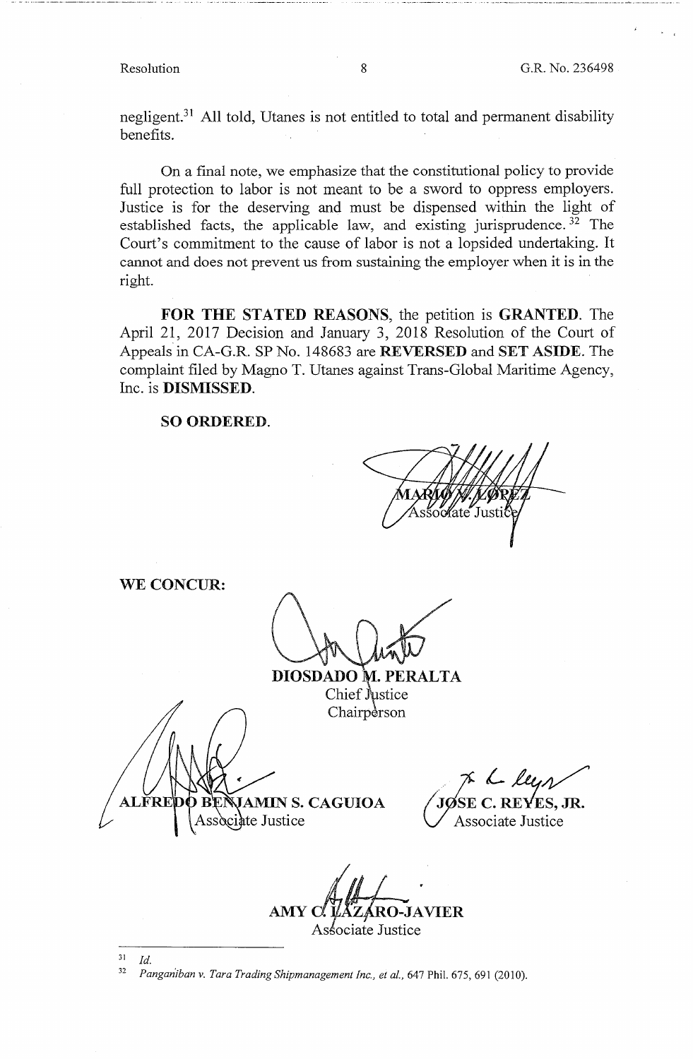negligent.[31] All told, Utanes is not entitled to total and permanent disability benefits.

On a final note, we emphasize that the constitutional policy to provide full protection to labor is not meant to be a sword to oppress employers. Justice is for the deserving and must be dispensed within the light of established facts, the applicable law, and existing jurisprudence.[32] The Court's commitment to the cause of labor is not a lopsided undertaking. It cannot and does not prevent us from sustaining the employer when it is in the right.

**FOR THE STATED REASONS**, the petition is **GRANTED**. The April 21, 2017 Decision and January 3, 2018 Resolution of the Court of Appeals in CA-G.R. SP No. 148683 are **REVERSED** and **SET ASIDE**. The complaint filed by Magno T. Utanes against Trans-Global Maritime Agency, Inc. is **DISMISSED**.

**SO ORDERED.**

MARIO V. LOPEZ
Associate Justice

**WE CONCUR:**

**DIOSDADO M. PERALTA**
Chief Justice
Chairperson

**ALFREDO BENJAMIN S. CAGUIOA**
Associate Justice

**JOSE C. REYES, JR.**
Associate Justice

**AMY C. LAZARO-JAVIER**
Associate Justice

---

[31] *Id.*

[32] *Panganiban v. Tara Trading Shipmanagement Inc., et al.*, 647 Phil. 675, 691 (2010).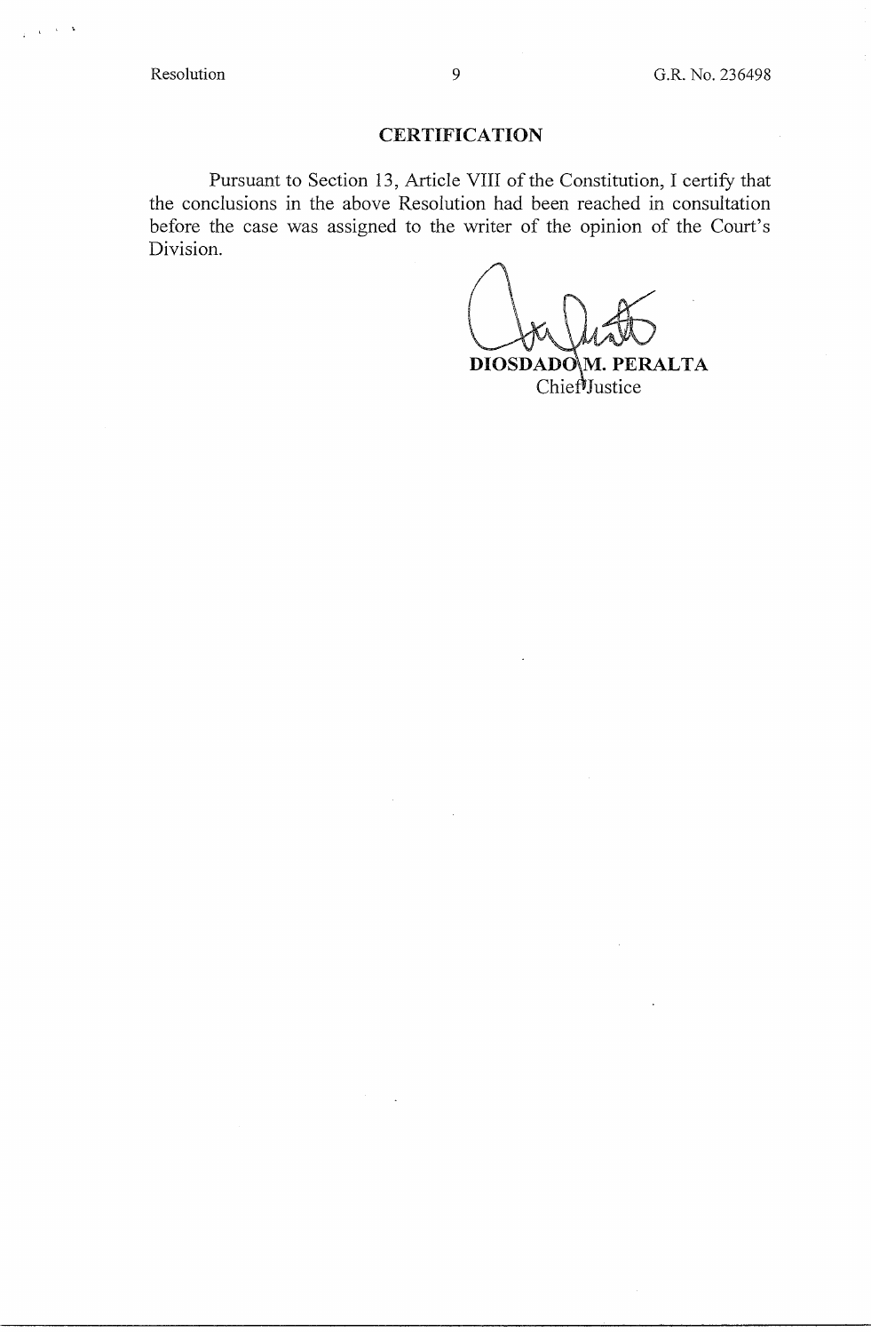## CERTIFICATION

Pursuant to Section 13, Article VIII of the Constitution, I certify that the conclusions in the above Resolution had been reached in consultation before the case was assigned to the writer of the opinion of the Court's Division.

**DIOSDADO M. PERALTA**
Chief Justice